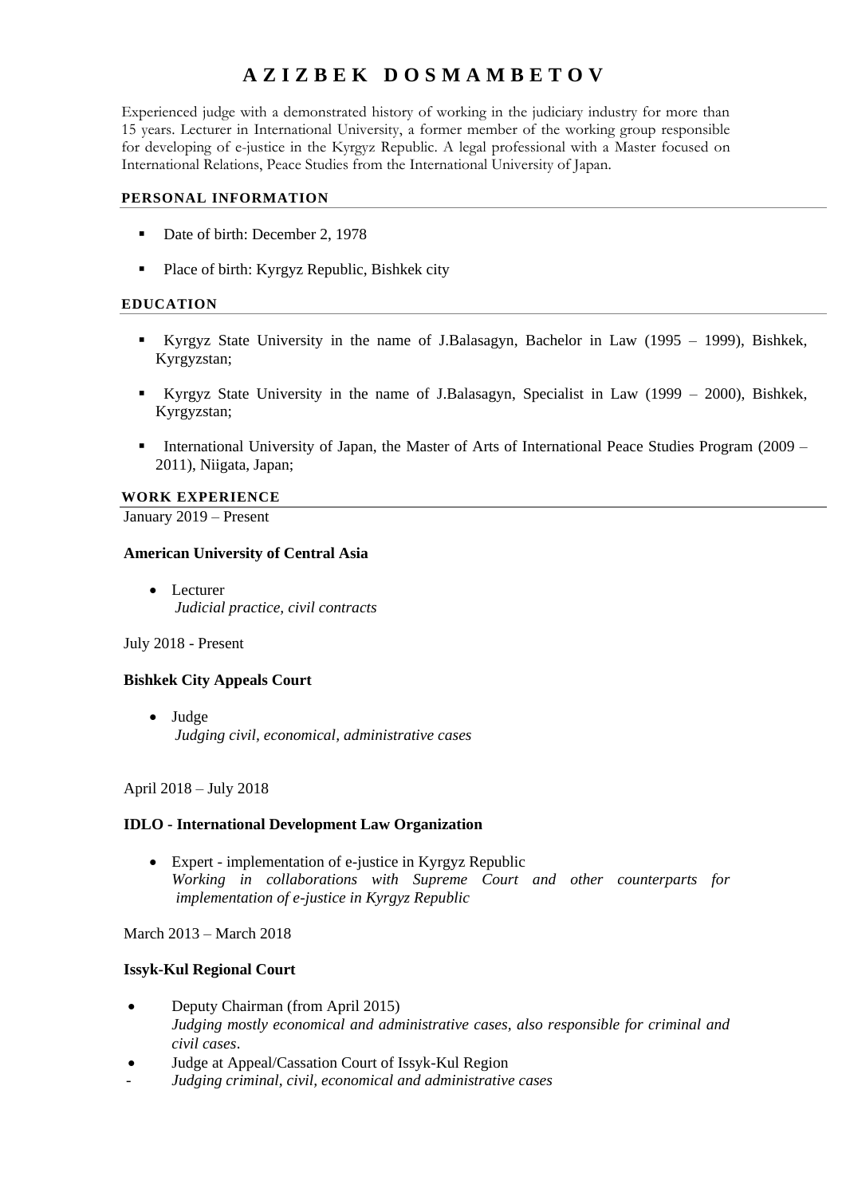# A Z I Z B E K   D O S M A M B E T O V

Experienced judge with a demonstrated history of working in the judiciary industry for more than 15 years. Lecturer in International University, a former member of the working group responsible for developing of e-justice in the Kyrgyz Republic. A legal professional with a Master focused on International Relations, Peace Studies from the International University of Japan.

## PERSONAL INFORMATION

- Date of birth: December 2, 1978
- Place of birth: Kyrgyz Republic, Bishkek city

## EDUCATION

- Kyrgyz State University in the name of J.Balasagyn, Bachelor in Law (1995 – 1999), Bishkek, Kyrgyzstan;
- Kyrgyz State University in the name of J.Balasagyn, Specialist in Law (1999 – 2000), Bishkek, Kyrgyzstan;
- International University of Japan, the Master of Arts of International Peace Studies Program (2009 – 2011), Niigata, Japan;

## WORK EXPERIENCE

January 2019 – Present

**American University of Central Asia**

- Lecturer
  *Judicial practice, civil contracts*

July 2018 - Present

**Bishkek City Appeals Court**

- Judge
  *Judging civil, economical, administrative cases*

April 2018 – July 2018

**IDLO - International Development Law Organization**

- Expert - implementation of e-justice in Kyrgyz Republic
  *Working in collaborations with Supreme Court and other counterparts for implementation of e-justice in Kyrgyz Republic*

March 2013 – March 2018

**Issyk-Kul Regional Court**

- Deputy Chairman (from April 2015)
  *Judging mostly economical and administrative cases, also responsible for criminal and civil cases*.
- Judge at Appeal/Cassation Court of Issyk-Kul Region
- *Judging criminal, civil, economical and administrative cases*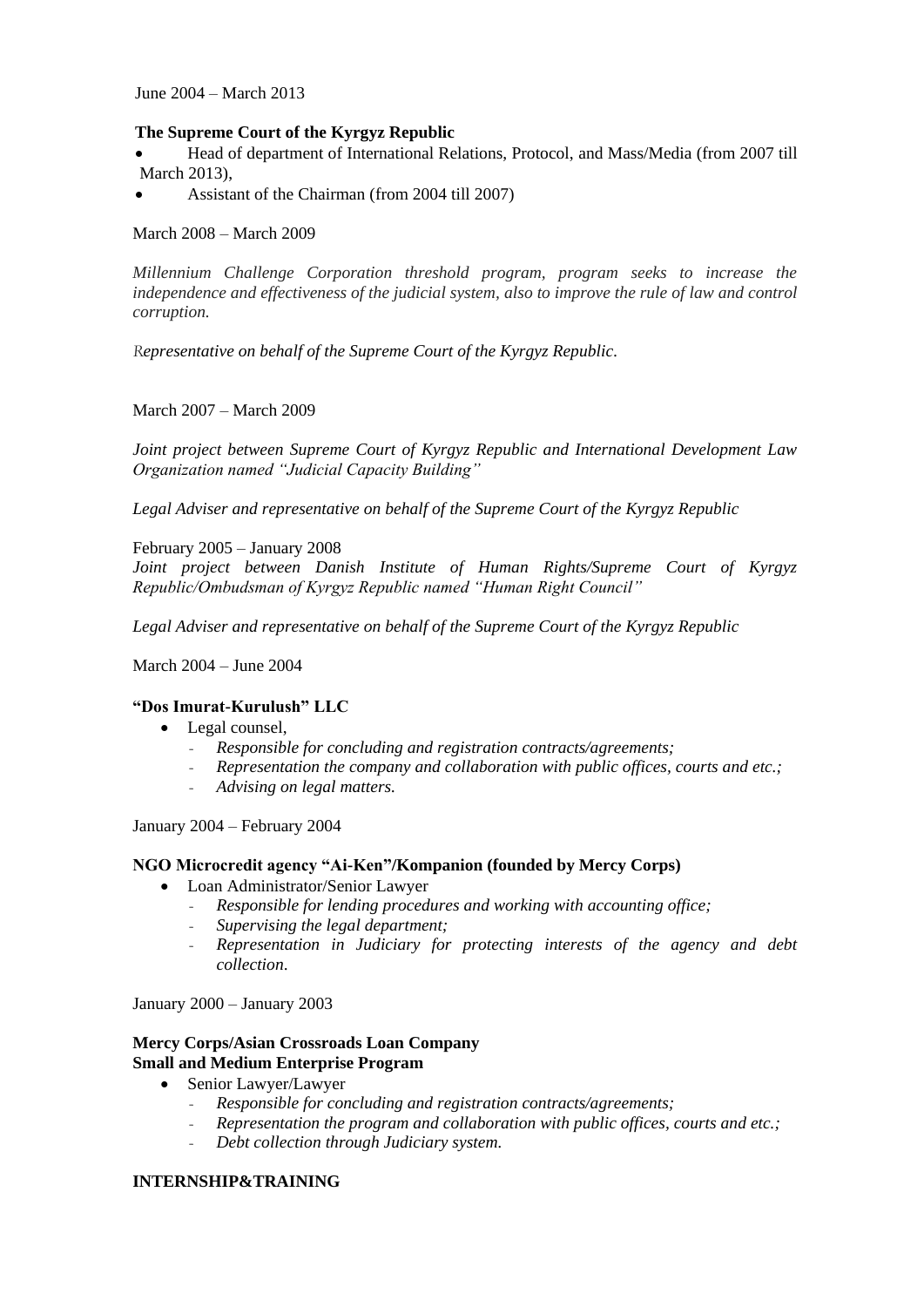June 2004 – March 2013

**The Supreme Court of the Kyrgyz Republic**

- Head of department of International Relations, Protocol, and Mass/Media (from 2007 till March 2013),
- Assistant of the Chairman (from 2004 till 2007)

March 2008 – March 2009

*Millennium Challenge Corporation threshold program, program seeks to increase the independence and effectiveness of the judicial system, also to improve the rule of law and control corruption.*

*Representative on behalf of the Supreme Court of the Kyrgyz Republic.*

March 2007 – March 2009

*Joint project between Supreme Court of Kyrgyz Republic and International Development Law Organization named "Judicial Capacity Building"*

*Legal Adviser and representative on behalf of the Supreme Court of the Kyrgyz Republic*

February 2005 – January 2008

*Joint project between Danish Institute of Human Rights/Supreme Court of Kyrgyz Republic/Ombudsman of Kyrgyz Republic named "Human Right Council"*

*Legal Adviser and representative on behalf of the Supreme Court of the Kyrgyz Republic*

March 2004 – June 2004

**"Dos Imurat-Kurulush" LLC**

- Legal counsel,
  - *Responsible for concluding and registration contracts/agreements;*
  - *Representation the company and collaboration with public offices, courts and etc.;*
  - *Advising on legal matters.*

January 2004 – February 2004

**NGO Microcredit agency "Ai-Ken"/Kompanion (founded by Mercy Corps)**

- Loan Administrator/Senior Lawyer
  - *Responsible for lending procedures and working with accounting office;*
  - *Supervising the legal department;*
  - *Representation in Judiciary for protecting interests of the agency and debt collection.*

January 2000 – January 2003

**Mercy Corps/Asian Crossroads Loan Company**
**Small and Medium Enterprise Program**

- Senior Lawyer/Lawyer
  - *Responsible for concluding and registration contracts/agreements;*
  - *Representation the program and collaboration with public offices, courts and etc.;*
  - *Debt collection through Judiciary system.*

**INTERNSHIP&TRAINING**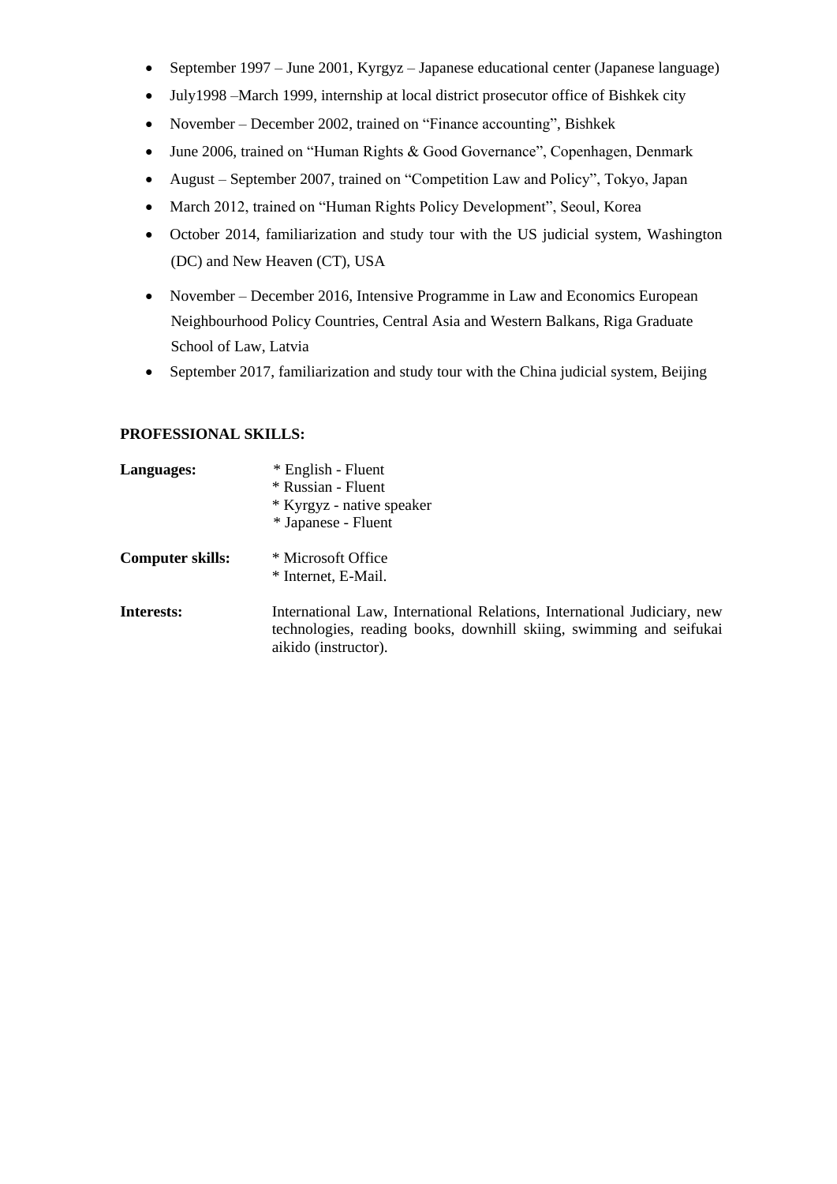- September 1997 – June 2001, Kyrgyz – Japanese educational center (Japanese language)
- July1998 –March 1999, internship at local district prosecutor office of Bishkek city
- November – December 2002, trained on "Finance accounting", Bishkek
- June 2006, trained on "Human Rights & Good Governance", Copenhagen, Denmark
- August – September 2007, trained on "Competition Law and Policy", Tokyo, Japan
- March 2012, trained on "Human Rights Policy Development", Seoul, Korea
- October 2014, familiarization and study tour with the US judicial system, Washington (DC) and New Heaven (CT), USA
- November – December 2016, Intensive Programme in Law and Economics European Neighbourhood Policy Countries, Central Asia and Western Balkans, Riga Graduate School of Law, Latvia
- September 2017, familiarization and study tour with the China judicial system, Beijing

**PROFESSIONAL SKILLS:**

| | |
|---|---|
| **Languages:** | * English - Fluent<br>* Russian - Fluent<br>* Kyrgyz - native speaker<br>* Japanese - Fluent |
| **Computer skills:** | * Microsoft Office<br>* Internet, E-Mail. |
| **Interests:** | International Law, International Relations, International Judiciary, new technologies, reading books, downhill skiing, swimming and seifukai aikido (instructor). |